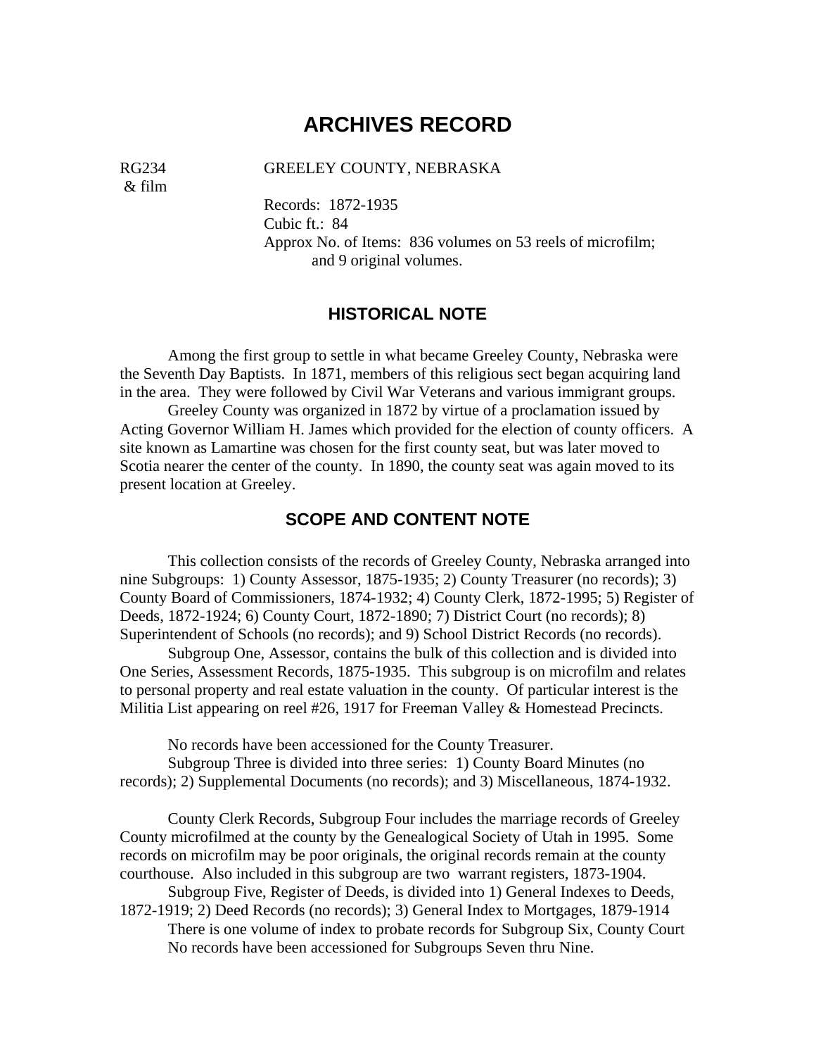# ARCHIVES RECORD

RG234 & film

GREELEY COUNTY, NEBRASKA

Records: 1872-1935
Cubic ft.: 84
Approx No. of Items: 836 volumes on 53 reels of microfilm; and 9 original volumes.

## HISTORICAL NOTE

Among the first group to settle in what became Greeley County, Nebraska were the Seventh Day Baptists. In 1871, members of this religious sect began acquiring land in the area. They were followed by Civil War Veterans and various immigrant groups.

Greeley County was organized in 1872 by virtue of a proclamation issued by Acting Governor William H. James which provided for the election of county officers. A site known as Lamartine was chosen for the first county seat, but was later moved to Scotia nearer the center of the county. In 1890, the county seat was again moved to its present location at Greeley.

## SCOPE AND CONTENT NOTE

This collection consists of the records of Greeley County, Nebraska arranged into nine Subgroups: 1) County Assessor, 1875-1935; 2) County Treasurer (no records); 3) County Board of Commissioners, 1874-1932; 4) County Clerk, 1872-1995; 5) Register of Deeds, 1872-1924; 6) County Court, 1872-1890; 7) District Court (no records); 8) Superintendent of Schools (no records); and 9) School District Records (no records).

Subgroup One, Assessor, contains the bulk of this collection and is divided into One Series, Assessment Records, 1875-1935. This subgroup is on microfilm and relates to personal property and real estate valuation in the county. Of particular interest is the Militia List appearing on reel #26, 1917 for Freeman Valley & Homestead Precincts.

No records have been accessioned for the County Treasurer.

Subgroup Three is divided into three series: 1) County Board Minutes (no records); 2) Supplemental Documents (no records); and 3) Miscellaneous, 1874-1932.

County Clerk Records, Subgroup Four includes the marriage records of Greeley County microfilmed at the county by the Genealogical Society of Utah in 1995. Some records on microfilm may be poor originals, the original records remain at the county courthouse. Also included in this subgroup are two warrant registers, 1873-1904.

Subgroup Five, Register of Deeds, is divided into 1) General Indexes to Deeds, 1872-1919; 2) Deed Records (no records); 3) General Index to Mortgages, 1879-1914

There is one volume of index to probate records for Subgroup Six, County Court

No records have been accessioned for Subgroups Seven thru Nine.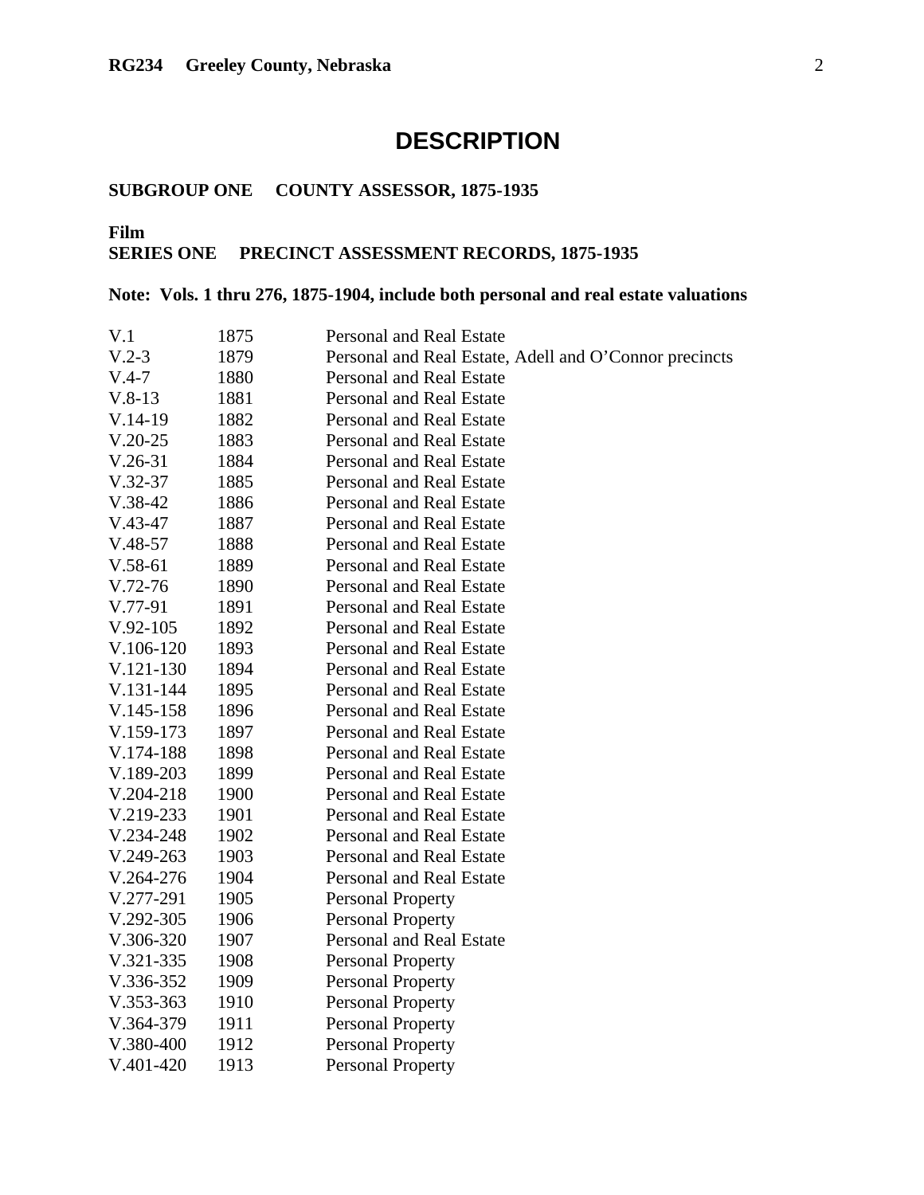# DESCRIPTION

**SUBGROUP ONE COUNTY ASSESSOR, 1875-1935**

**Film**
**SERIES ONE PRECINCT ASSESSMENT RECORDS, 1875-1935**

**Note: Vols. 1 thru 276, 1875-1904, include both personal and real estate valuations**

| | | |
|---|---|---|
| V.1 | 1875 | Personal and Real Estate |
| V.2-3 | 1879 | Personal and Real Estate, Adell and O'Connor precincts |
| V.4-7 | 1880 | Personal and Real Estate |
| V.8-13 | 1881 | Personal and Real Estate |
| V.14-19 | 1882 | Personal and Real Estate |
| V.20-25 | 1883 | Personal and Real Estate |
| V.26-31 | 1884 | Personal and Real Estate |
| V.32-37 | 1885 | Personal and Real Estate |
| V.38-42 | 1886 | Personal and Real Estate |
| V.43-47 | 1887 | Personal and Real Estate |
| V.48-57 | 1888 | Personal and Real Estate |
| V.58-61 | 1889 | Personal and Real Estate |
| V.72-76 | 1890 | Personal and Real Estate |
| V.77-91 | 1891 | Personal and Real Estate |
| V.92-105 | 1892 | Personal and Real Estate |
| V.106-120 | 1893 | Personal and Real Estate |
| V.121-130 | 1894 | Personal and Real Estate |
| V.131-144 | 1895 | Personal and Real Estate |
| V.145-158 | 1896 | Personal and Real Estate |
| V.159-173 | 1897 | Personal and Real Estate |
| V.174-188 | 1898 | Personal and Real Estate |
| V.189-203 | 1899 | Personal and Real Estate |
| V.204-218 | 1900 | Personal and Real Estate |
| V.219-233 | 1901 | Personal and Real Estate |
| V.234-248 | 1902 | Personal and Real Estate |
| V.249-263 | 1903 | Personal and Real Estate |
| V.264-276 | 1904 | Personal and Real Estate |
| V.277-291 | 1905 | Personal Property |
| V.292-305 | 1906 | Personal Property |
| V.306-320 | 1907 | Personal and Real Estate |
| V.321-335 | 1908 | Personal Property |
| V.336-352 | 1909 | Personal Property |
| V.353-363 | 1910 | Personal Property |
| V.364-379 | 1911 | Personal Property |
| V.380-400 | 1912 | Personal Property |
| V.401-420 | 1913 | Personal Property |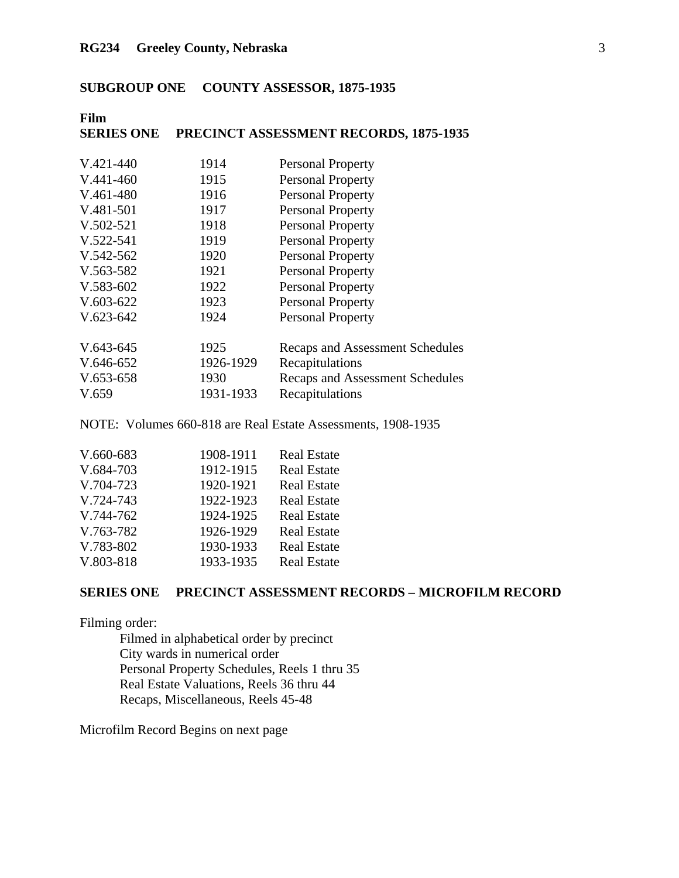## SUBGROUP ONE COUNTY ASSESSOR, 1875-1935

**Film**

### SERIES ONE PRECINCT ASSESSMENT RECORDS, 1875-1935

| | | |
|---|---|---|
| V.421-440 | 1914 | Personal Property |
| V.441-460 | 1915 | Personal Property |
| V.461-480 | 1916 | Personal Property |
| V.481-501 | 1917 | Personal Property |
| V.502-521 | 1918 | Personal Property |
| V.522-541 | 1919 | Personal Property |
| V.542-562 | 1920 | Personal Property |
| V.563-582 | 1921 | Personal Property |
| V.583-602 | 1922 | Personal Property |
| V.603-622 | 1923 | Personal Property |
| V.623-642 | 1924 | Personal Property |
| V.643-645 | 1925 | Recaps and Assessment Schedules |
| V.646-652 | 1926-1929 | Recapitulations |
| V.653-658 | 1930 | Recaps and Assessment Schedules |
| V.659 | 1931-1933 | Recapitulations |

NOTE: Volumes 660-818 are Real Estate Assessments, 1908-1935

| | | |
|---|---|---|
| V.660-683 | 1908-1911 | Real Estate |
| V.684-703 | 1912-1915 | Real Estate |
| V.704-723 | 1920-1921 | Real Estate |
| V.724-743 | 1922-1923 | Real Estate |
| V.744-762 | 1924-1925 | Real Estate |
| V.763-782 | 1926-1929 | Real Estate |
| V.783-802 | 1930-1933 | Real Estate |
| V.803-818 | 1933-1935 | Real Estate |

### SERIES ONE PRECINCT ASSESSMENT RECORDS – MICROFILM RECORD

Filming order:

- Filmed in alphabetical order by precinct
- City wards in numerical order
- Personal Property Schedules, Reels 1 thru 35
- Real Estate Valuations, Reels 36 thru 44
- Recaps, Miscellaneous, Reels 45-48

Microfilm Record Begins on next page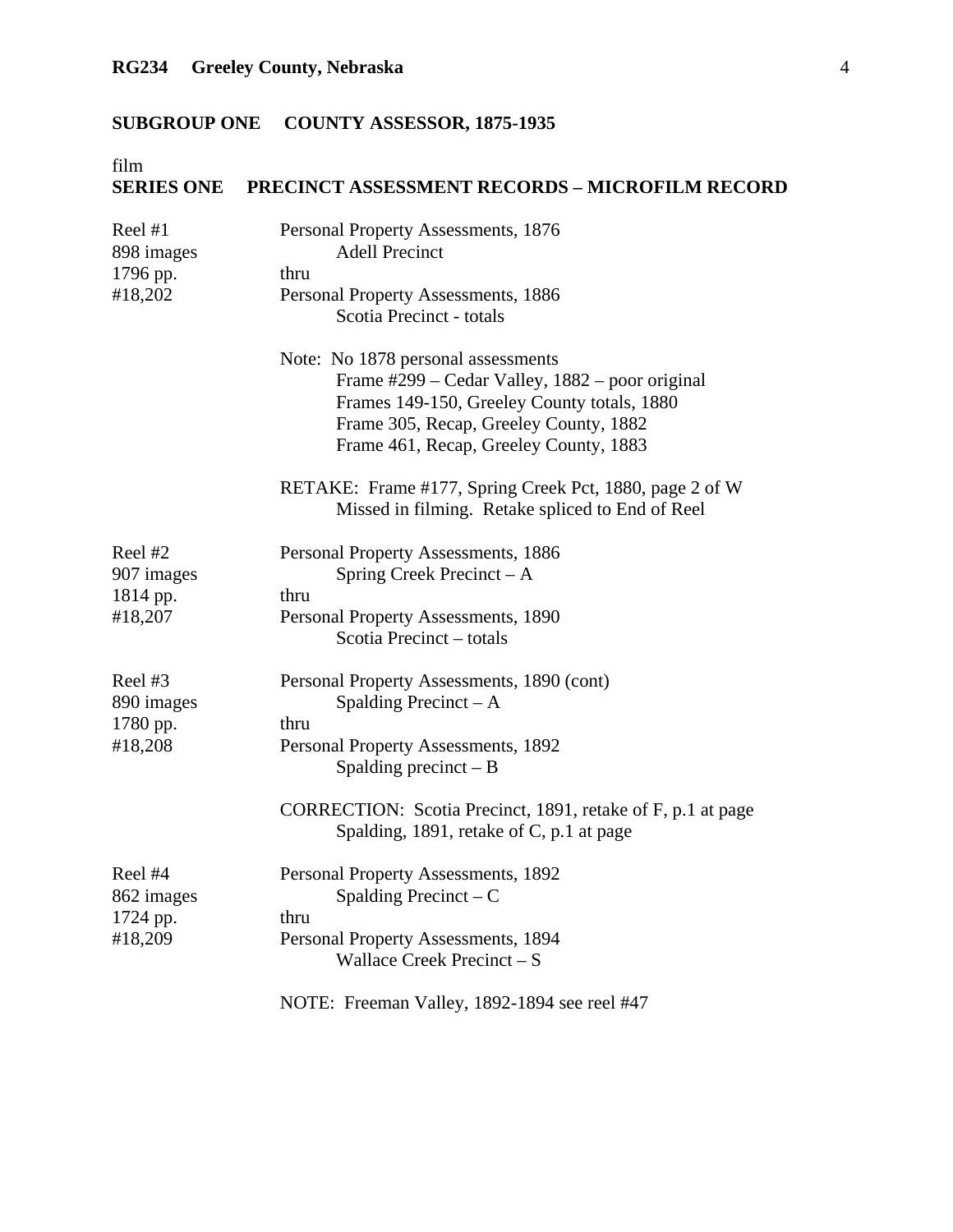## SUBGROUP ONE COUNTY ASSESSOR, 1875-1935

film

### SERIES ONE PRECINCT ASSESSMENT RECORDS – MICROFILM RECORD

| | |
|---|---|
| Reel #1<br>898 images<br>1796 pp.<br>#18,202 | Personal Property Assessments, 1876<br>Adell Precinct<br>thru<br>Personal Property Assessments, 1886<br>Scotia Precinct - totals<br><br>Note: No 1878 personal assessments<br>Frame #299 – Cedar Valley, 1882 – poor original<br>Frames 149-150, Greeley County totals, 1880<br>Frame 305, Recap, Greeley County, 1882<br>Frame 461, Recap, Greeley County, 1883<br><br>RETAKE: Frame #177, Spring Creek Pct, 1880, page 2 of W<br>Missed in filming. Retake spliced to End of Reel |
| Reel #2<br>907 images<br>1814 pp.<br>#18,207 | Personal Property Assessments, 1886<br>Spring Creek Precinct – A<br>thru<br>Personal Property Assessments, 1890<br>Scotia Precinct – totals |
| Reel #3<br>890 images<br>1780 pp.<br>#18,208 | Personal Property Assessments, 1890 (cont)<br>Spalding Precinct – A<br>thru<br>Personal Property Assessments, 1892<br>Spalding precinct – B<br><br>CORRECTION: Scotia Precinct, 1891, retake of F, p.1 at page<br>Spalding, 1891, retake of C, p.1 at page |
| Reel #4<br>862 images<br>1724 pp.<br>#18,209 | Personal Property Assessments, 1892<br>Spalding Precinct – C<br>thru<br>Personal Property Assessments, 1894<br>Wallace Creek Precinct – S<br><br>NOTE: Freeman Valley, 1892-1894 see reel #47 |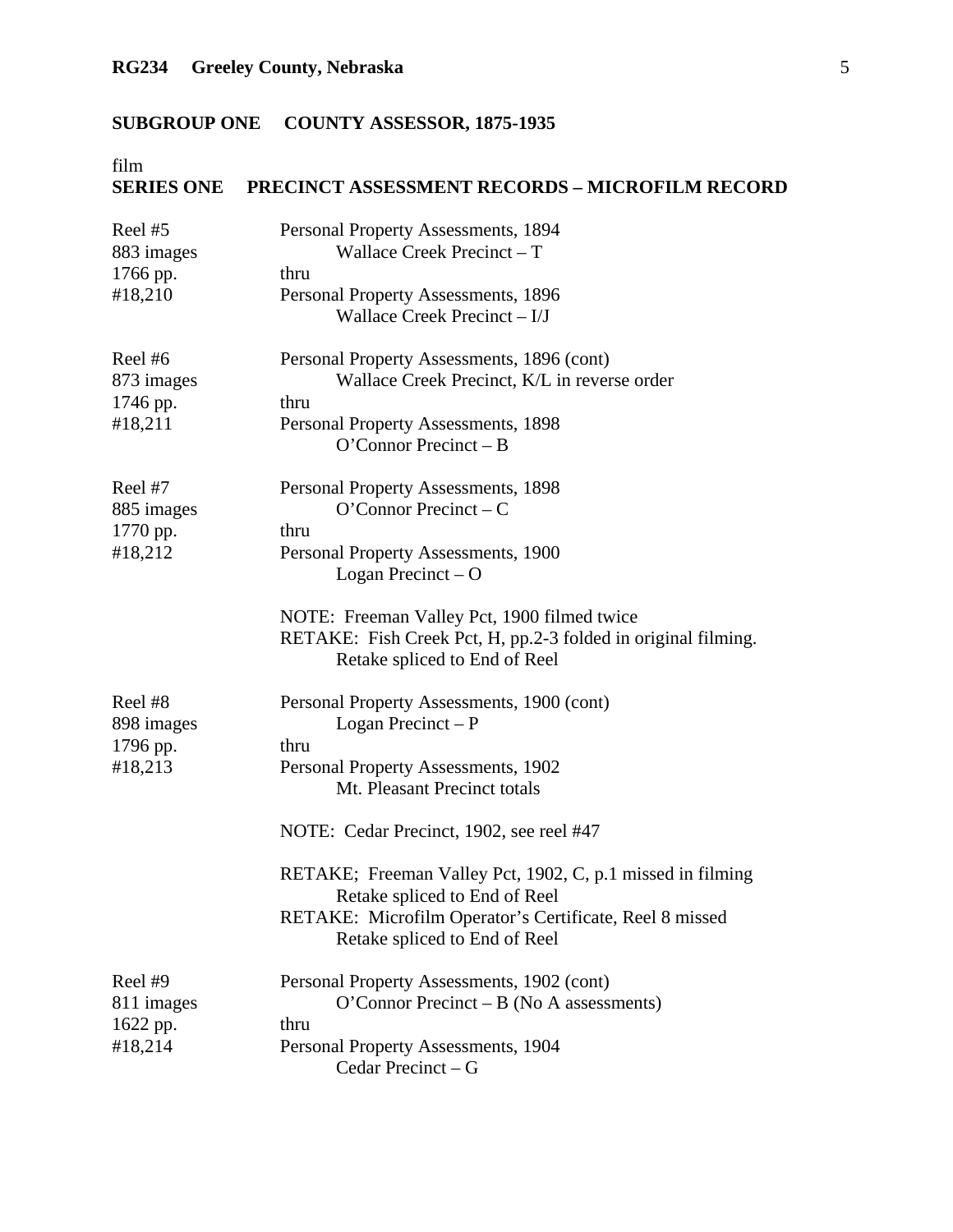## SUBGROUP ONE COUNTY ASSESSOR, 1875-1935

film
### SERIES ONE PRECINCT ASSESSMENT RECORDS – MICROFILM RECORD

| | |
|---|---|
| Reel #5<br>883 images<br>1766 pp.<br>#18,210 | Personal Property Assessments, 1894<br>Wallace Creek Precinct – T<br>thru<br>Personal Property Assessments, 1896<br>Wallace Creek Precinct – I/J |
| Reel #6<br>873 images<br>1746 pp.<br>#18,211 | Personal Property Assessments, 1896 (cont)<br>Wallace Creek Precinct, K/L in reverse order<br>thru<br>Personal Property Assessments, 1898<br>O'Connor Precinct – B |
| Reel #7<br>885 images<br>1770 pp.<br>#18,212 | Personal Property Assessments, 1898<br>O'Connor Precinct – C<br>thru<br>Personal Property Assessments, 1900<br>Logan Precinct – O<br><br>NOTE: Freeman Valley Pct, 1900 filmed twice<br>RETAKE: Fish Creek Pct, H, pp.2-3 folded in original filming.<br>Retake spliced to End of Reel |
| Reel #8<br>898 images<br>1796 pp.<br>#18,213 | Personal Property Assessments, 1900 (cont)<br>Logan Precinct – P<br>thru<br>Personal Property Assessments, 1902<br>Mt. Pleasant Precinct totals<br><br>NOTE: Cedar Precinct, 1902, see reel #47<br><br>RETAKE; Freeman Valley Pct, 1902, C, p.1 missed in filming<br>Retake spliced to End of Reel<br>RETAKE: Microfilm Operator's Certificate, Reel 8 missed<br>Retake spliced to End of Reel |
| Reel #9<br>811 images<br>1622 pp.<br>#18,214 | Personal Property Assessments, 1902 (cont)<br>O'Connor Precinct – B (No A assessments)<br>thru<br>Personal Property Assessments, 1904<br>Cedar Precinct – G |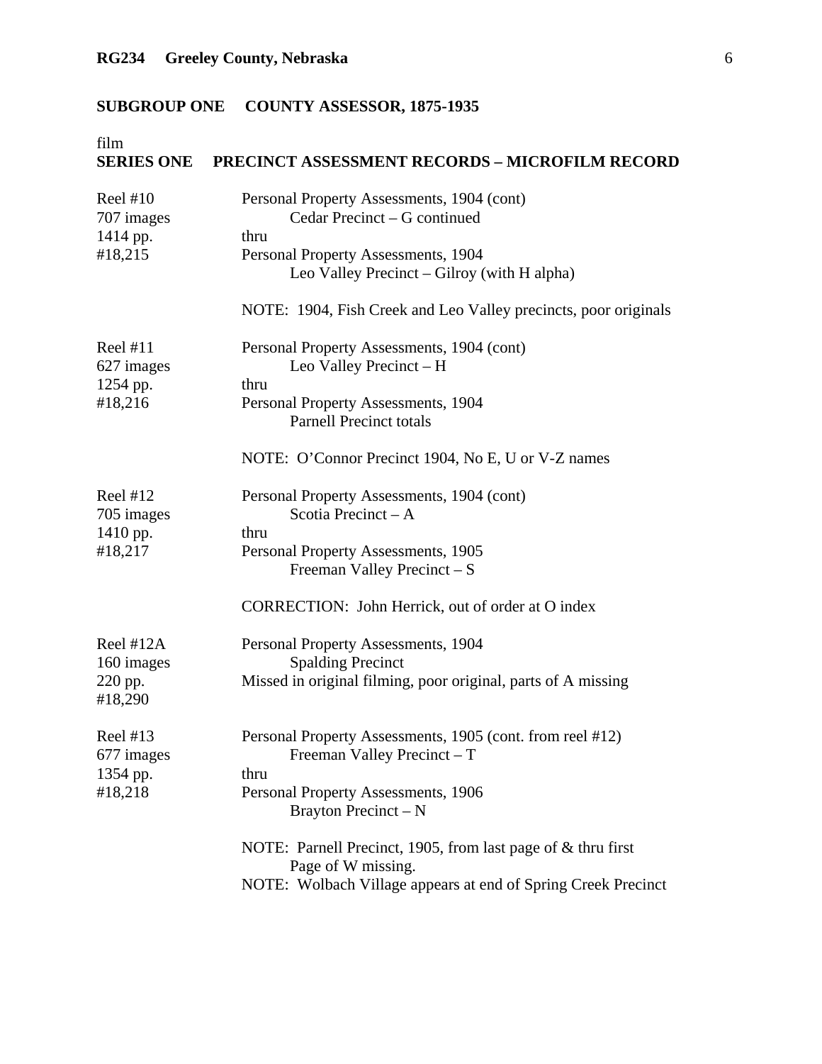## SUBGROUP ONE COUNTY ASSESSOR, 1875-1935

film

### SERIES ONE PRECINCT ASSESSMENT RECORDS – MICROFILM RECORD

| | |
|---|---|
| Reel #10<br>707 images<br>1414 pp.<br>#18,215 | Personal Property Assessments, 1904 (cont)<br>Cedar Precinct – G continued<br>thru<br>Personal Property Assessments, 1904<br>Leo Valley Precinct – Gilroy (with H alpha)<br><br>NOTE: 1904, Fish Creek and Leo Valley precincts, poor originals |
| Reel #11<br>627 images<br>1254 pp.<br>#18,216 | Personal Property Assessments, 1904 (cont)<br>Leo Valley Precinct – H<br>thru<br>Personal Property Assessments, 1904<br>Parnell Precinct totals<br><br>NOTE: O'Connor Precinct 1904, No E, U or V-Z names |
| Reel #12<br>705 images<br>1410 pp.<br>#18,217 | Personal Property Assessments, 1904 (cont)<br>Scotia Precinct – A<br>thru<br>Personal Property Assessments, 1905<br>Freeman Valley Precinct – S<br><br>CORRECTION: John Herrick, out of order at O index |
| Reel #12A<br>160 images<br>220 pp.<br>#18,290 | Personal Property Assessments, 1904<br>Spalding Precinct<br>Missed in original filming, poor original, parts of A missing |
| Reel #13<br>677 images<br>1354 pp.<br>#18,218 | Personal Property Assessments, 1905 (cont. from reel #12)<br>Freeman Valley Precinct – T<br>thru<br>Personal Property Assessments, 1906<br>Brayton Precinct – N<br><br>NOTE: Parnell Precinct, 1905, from last page of & thru first Page of W missing.<br>NOTE: Wolbach Village appears at end of Spring Creek Precinct |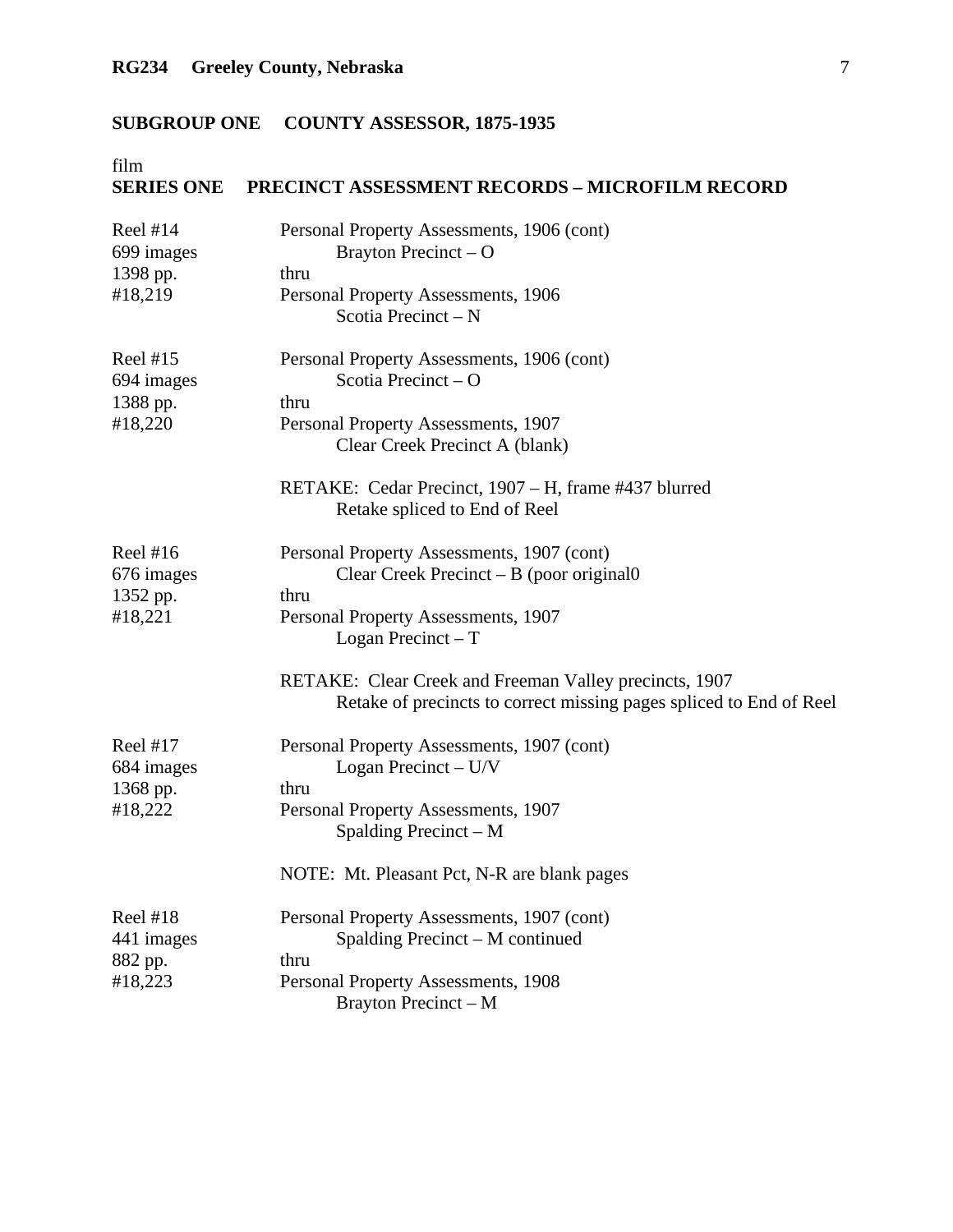## SUBGROUP ONE COUNTY ASSESSOR, 1875-1935

film

### SERIES ONE PRECINCT ASSESSMENT RECORDS – MICROFILM RECORD

| | |
|---|---|
| Reel #14<br>699 images<br>1398 pp.<br>#18,219 | Personal Property Assessments, 1906 (cont)<br>Brayton Precinct – O<br>thru<br>Personal Property Assessments, 1906<br>Scotia Precinct – N |
| Reel #15<br>694 images<br>1388 pp.<br>#18,220 | Personal Property Assessments, 1906 (cont)<br>Scotia Precinct – O<br>thru<br>Personal Property Assessments, 1907<br>Clear Creek Precinct A (blank)<br><br>RETAKE: Cedar Precinct, 1907 – H, frame #437 blurred<br>Retake spliced to End of Reel |
| Reel #16<br>676 images<br>1352 pp.<br>#18,221 | Personal Property Assessments, 1907 (cont)<br>Clear Creek Precinct – B (poor original0<br>thru<br>Personal Property Assessments, 1907<br>Logan Precinct – T<br><br>RETAKE: Clear Creek and Freeman Valley precincts, 1907<br>Retake of precincts to correct missing pages spliced to End of Reel |
| Reel #17<br>684 images<br>1368 pp.<br>#18,222 | Personal Property Assessments, 1907 (cont)<br>Logan Precinct – U/V<br>thru<br>Personal Property Assessments, 1907<br>Spalding Precinct – M<br><br>NOTE: Mt. Pleasant Pct, N-R are blank pages |
| Reel #18<br>441 images<br>882 pp.<br>#18,223 | Personal Property Assessments, 1907 (cont)<br>Spalding Precinct – M continued<br>thru<br>Personal Property Assessments, 1908<br>Brayton Precinct – M |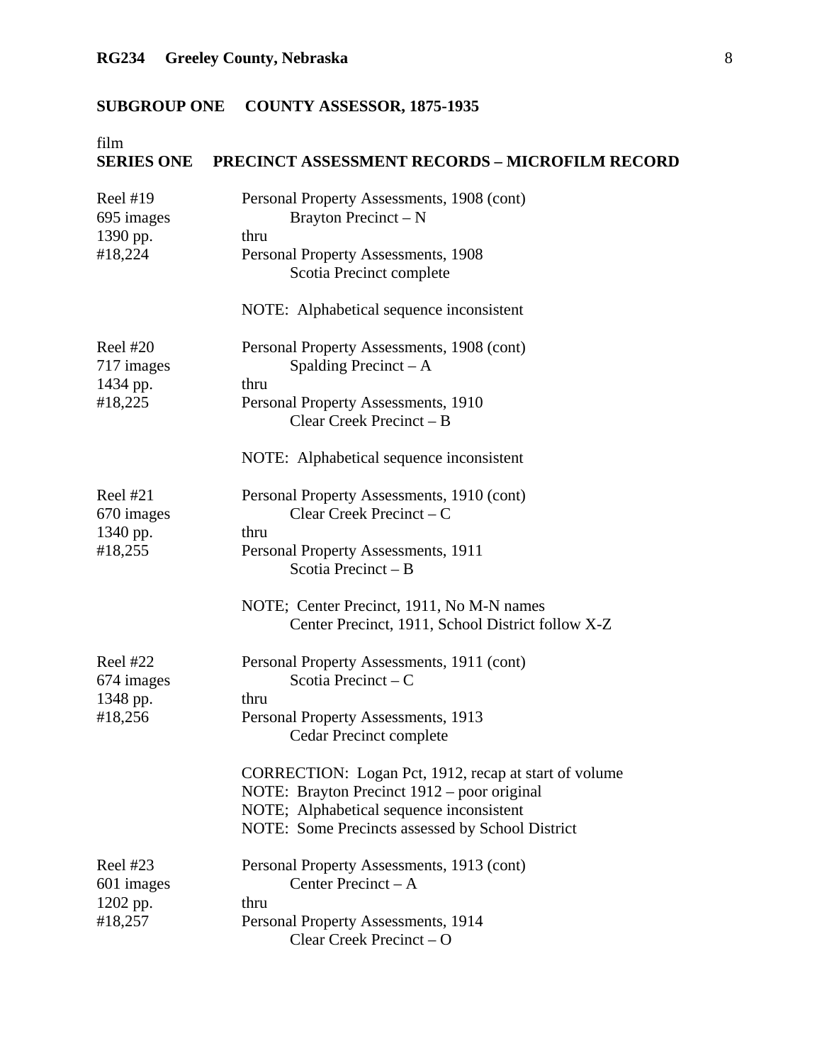## SUBGROUP ONE COUNTY ASSESSOR, 1875-1935

film

### SERIES ONE PRECINCT ASSESSMENT RECORDS – MICROFILM RECORD

| | |
|---|---|
| Reel #19<br>695 images<br>1390 pp.<br>#18,224 | Personal Property Assessments, 1908 (cont)<br>Brayton Precinct – N<br>thru<br>Personal Property Assessments, 1908<br>Scotia Precinct complete<br><br>NOTE: Alphabetical sequence inconsistent |
| Reel #20<br>717 images<br>1434 pp.<br>#18,225 | Personal Property Assessments, 1908 (cont)<br>Spalding Precinct – A<br>thru<br>Personal Property Assessments, 1910<br>Clear Creek Precinct – B<br><br>NOTE: Alphabetical sequence inconsistent |
| Reel #21<br>670 images<br>1340 pp.<br>#18,255 | Personal Property Assessments, 1910 (cont)<br>Clear Creek Precinct – C<br>thru<br>Personal Property Assessments, 1911<br>Scotia Precinct – B<br><br>NOTE; Center Precinct, 1911, No M-N names<br>Center Precinct, 1911, School District follow X-Z |
| Reel #22<br>674 images<br>1348 pp.<br>#18,256 | Personal Property Assessments, 1911 (cont)<br>Scotia Precinct – C<br>thru<br>Personal Property Assessments, 1913<br>Cedar Precinct complete<br><br>CORRECTION: Logan Pct, 1912, recap at start of volume<br>NOTE: Brayton Precinct 1912 – poor original<br>NOTE; Alphabetical sequence inconsistent<br>NOTE: Some Precincts assessed by School District |
| Reel #23<br>601 images<br>1202 pp.<br>#18,257 | Personal Property Assessments, 1913 (cont)<br>Center Precinct – A<br>thru<br>Personal Property Assessments, 1914<br>Clear Creek Precinct – O |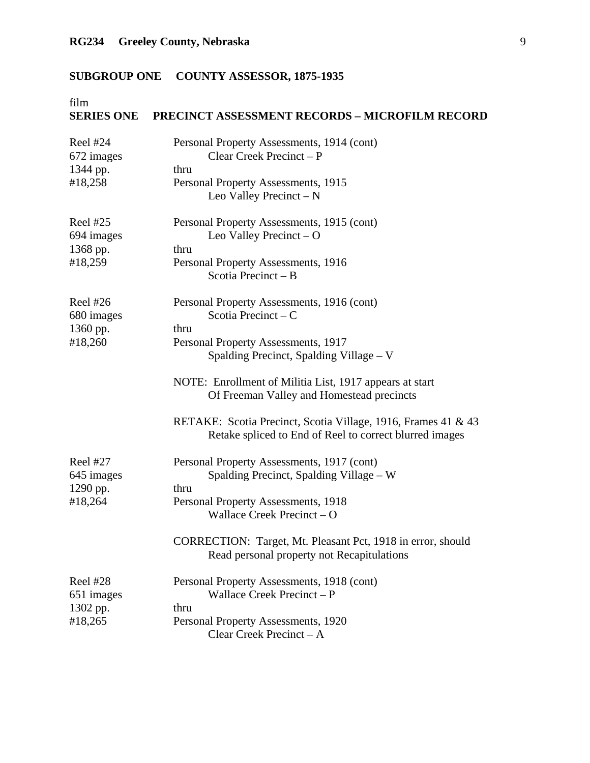**SUBGROUP ONE COUNTY ASSESSOR, 1875-1935**

film
**SERIES ONE PRECINCT ASSESSMENT RECORDS – MICROFILM RECORD**

| | |
|---|---|
| Reel #24<br>672 images<br>1344 pp.<br>#18,258 | Personal Property Assessments, 1914 (cont)<br>Clear Creek Precinct – P<br>thru<br>Personal Property Assessments, 1915<br>Leo Valley Precinct – N |
| Reel #25<br>694 images<br>1368 pp.<br>#18,259 | Personal Property Assessments, 1915 (cont)<br>Leo Valley Precinct – O<br>thru<br>Personal Property Assessments, 1916<br>Scotia Precinct – B |
| Reel #26<br>680 images<br>1360 pp.<br>#18,260 | Personal Property Assessments, 1916 (cont)<br>Scotia Precinct – C<br>thru<br>Personal Property Assessments, 1917<br>Spalding Precinct, Spalding Village – V<br><br>NOTE: Enrollment of Militia List, 1917 appears at start Of Freeman Valley and Homestead precincts<br><br>RETAKE: Scotia Precinct, Scotia Village, 1916, Frames 41 & 43 Retake spliced to End of Reel to correct blurred images |
| Reel #27<br>645 images<br>1290 pp.<br>#18,264 | Personal Property Assessments, 1917 (cont)<br>Spalding Precinct, Spalding Village – W<br>thru<br>Personal Property Assessments, 1918<br>Wallace Creek Precinct – O<br><br>CORRECTION: Target, Mt. Pleasant Pct, 1918 in error, should Read personal property not Recapitulations |
| Reel #28<br>651 images<br>1302 pp.<br>#18,265 | Personal Property Assessments, 1918 (cont)<br>Wallace Creek Precinct – P<br>thru<br>Personal Property Assessments, 1920<br>Clear Creek Precinct – A |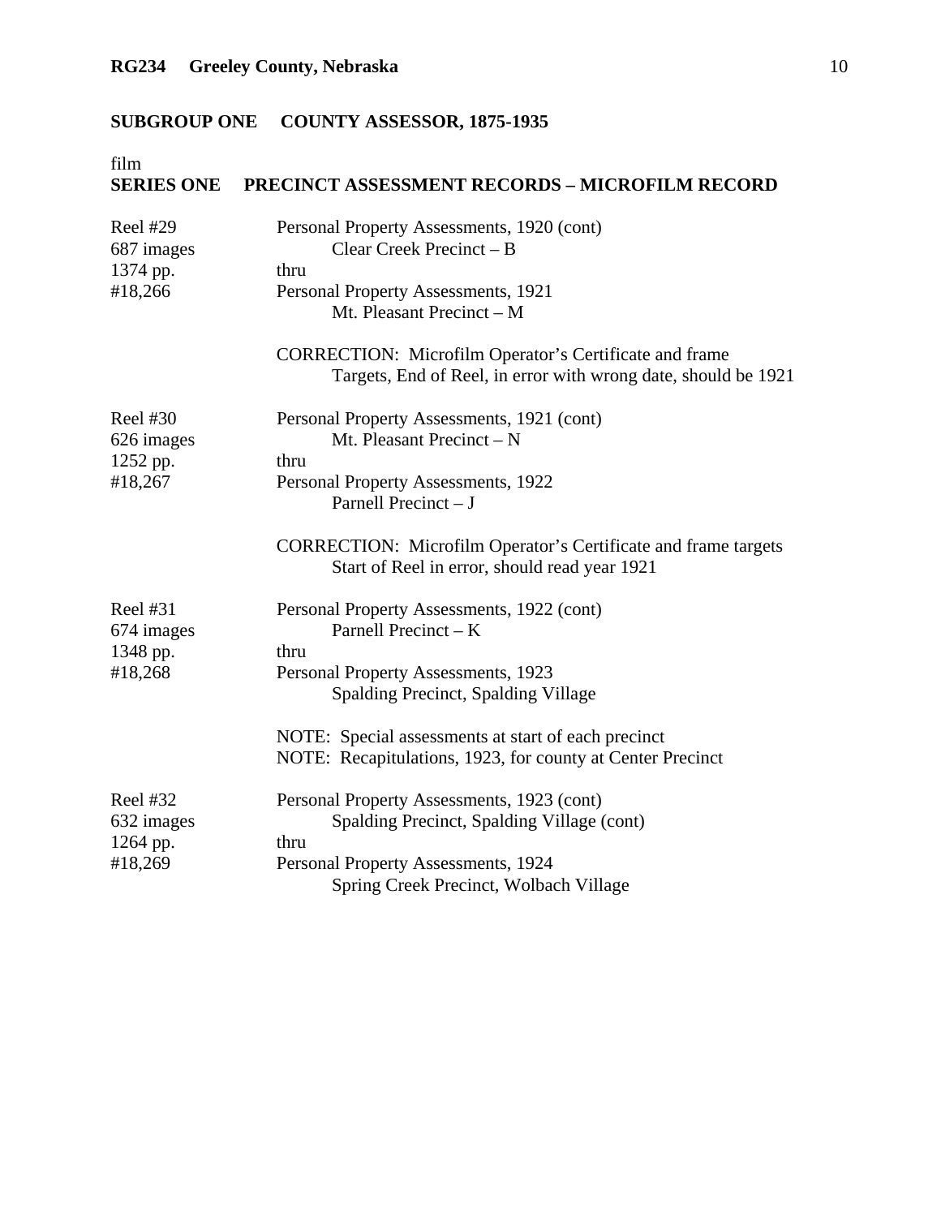## SUBGROUP ONE COUNTY ASSESSOR, 1875-1935

film

### SERIES ONE PRECINCT ASSESSMENT RECORDS – MICROFILM RECORD

| | |
|---|---|
| Reel #29<br>687 images<br>1374 pp.<br>#18,266 | Personal Property Assessments, 1920 (cont)<br>Clear Creek Precinct – B<br>thru<br>Personal Property Assessments, 1921<br>Mt. Pleasant Precinct – M<br><br>CORRECTION: Microfilm Operator's Certificate and frame Targets, End of Reel, in error with wrong date, should be 1921 |
| Reel #30<br>626 images<br>1252 pp.<br>#18,267 | Personal Property Assessments, 1921 (cont)<br>Mt. Pleasant Precinct – N<br>thru<br>Personal Property Assessments, 1922<br>Parnell Precinct – J<br><br>CORRECTION: Microfilm Operator's Certificate and frame targets Start of Reel in error, should read year 1921 |
| Reel #31<br>674 images<br>1348 pp.<br>#18,268 | Personal Property Assessments, 1922 (cont)<br>Parnell Precinct – K<br>thru<br>Personal Property Assessments, 1923<br>Spalding Precinct, Spalding Village<br><br>NOTE: Special assessments at start of each precinct<br>NOTE: Recapitulations, 1923, for county at Center Precinct |
| Reel #32<br>632 images<br>1264 pp.<br>#18,269 | Personal Property Assessments, 1923 (cont)<br>Spalding Precinct, Spalding Village (cont)<br>thru<br>Personal Property Assessments, 1924<br>Spring Creek Precinct, Wolbach Village |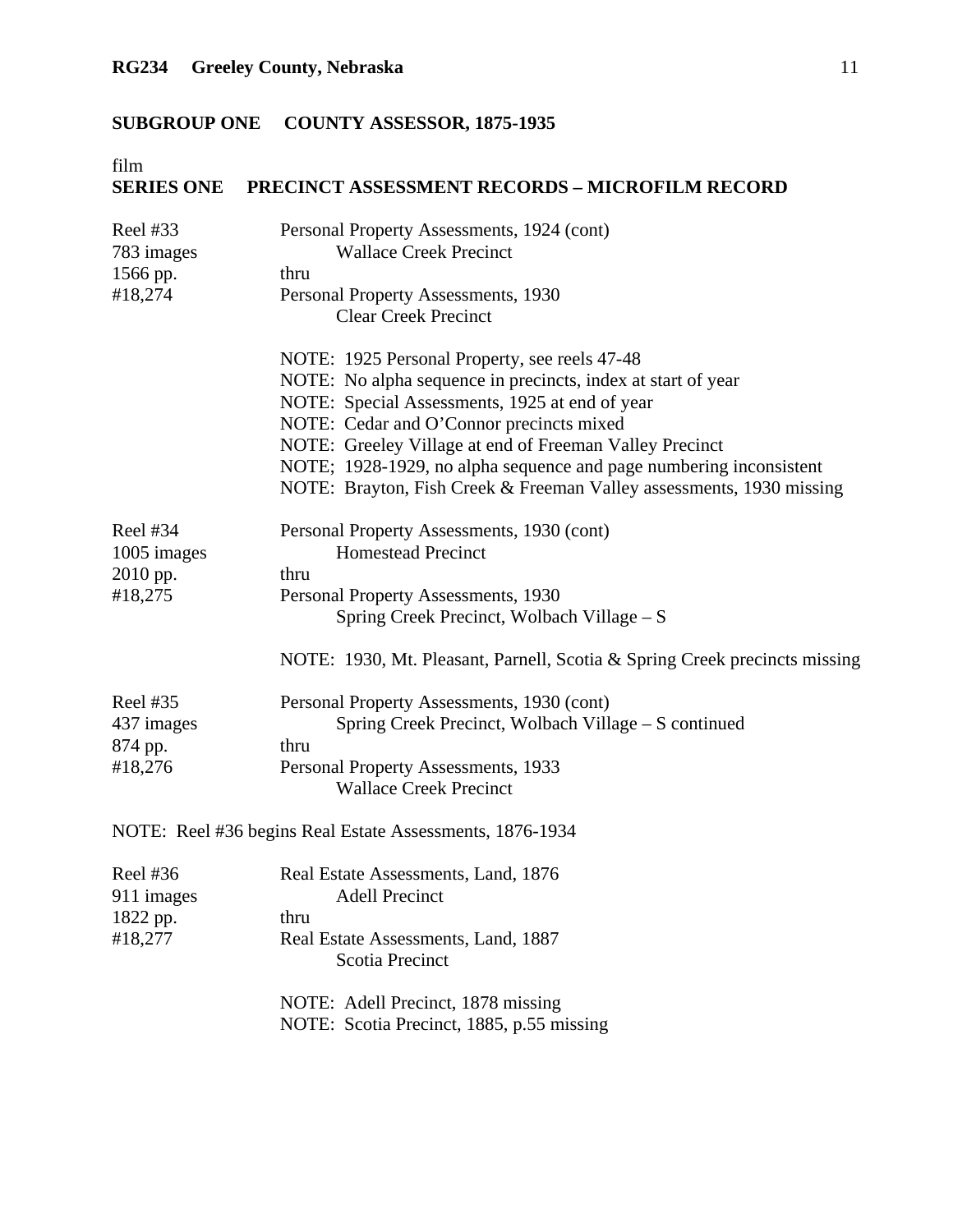## SUBGROUP ONE COUNTY ASSESSOR, 1875-1935

film
### SERIES ONE PRECINCT ASSESSMENT RECORDS – MICROFILM RECORD

| | |
|---|---|
| Reel #33<br>783 images<br>1566 pp.<br>#18,274 | Personal Property Assessments, 1924 (cont)<br>Wallace Creek Precinct<br>thru<br>Personal Property Assessments, 1930<br>Clear Creek Precinct<br><br>NOTE: 1925 Personal Property, see reels 47-48<br>NOTE: No alpha sequence in precincts, index at start of year<br>NOTE: Special Assessments, 1925 at end of year<br>NOTE: Cedar and O'Connor precincts mixed<br>NOTE: Greeley Village at end of Freeman Valley Precinct<br>NOTE; 1928-1929, no alpha sequence and page numbering inconsistent<br>NOTE: Brayton, Fish Creek & Freeman Valley assessments, 1930 missing |
| Reel #34<br>1005 images<br>2010 pp.<br>#18,275 | Personal Property Assessments, 1930 (cont)<br>Homestead Precinct<br>thru<br>Personal Property Assessments, 1930<br>Spring Creek Precinct, Wolbach Village – S<br><br>NOTE: 1930, Mt. Pleasant, Parnell, Scotia & Spring Creek precincts missing |
| Reel #35<br>437 images<br>874 pp.<br>#18,276 | Personal Property Assessments, 1930 (cont)<br>Spring Creek Precinct, Wolbach Village – S continued<br>thru<br>Personal Property Assessments, 1933<br>Wallace Creek Precinct |

NOTE: Reel #36 begins Real Estate Assessments, 1876-1934

| | |
|---|---|
| Reel #36<br>911 images<br>1822 pp.<br>#18,277 | Real Estate Assessments, Land, 1876<br>Adell Precinct<br>thru<br>Real Estate Assessments, Land, 1887<br>Scotia Precinct<br><br>NOTE: Adell Precinct, 1878 missing<br>NOTE: Scotia Precinct, 1885, p.55 missing |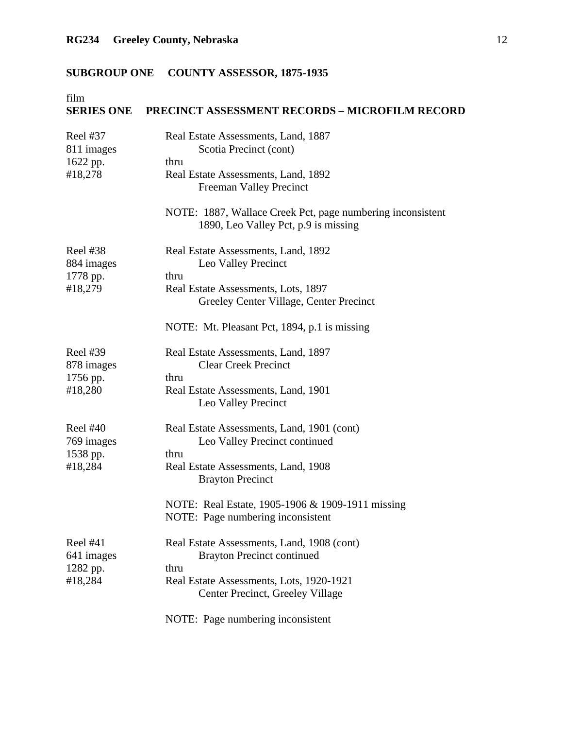**RG234 Greeley County, Nebraska**

## SUBGROUP ONE COUNTY ASSESSOR, 1875-1935

film
### SERIES ONE PRECINCT ASSESSMENT RECORDS – MICROFILM RECORD

| | |
|---|---|
| Reel #37<br>811 images<br>1622 pp.<br>#18,278 | Real Estate Assessments, Land, 1887<br>Scotia Precinct (cont)<br>thru<br>Real Estate Assessments, Land, 1892<br>Freeman Valley Precinct<br><br>NOTE: 1887, Wallace Creek Pct, page numbering inconsistent<br>1890, Leo Valley Pct, p.9 is missing |
| Reel #38<br>884 images<br>1778 pp.<br>#18,279 | Real Estate Assessments, Land, 1892<br>Leo Valley Precinct<br>thru<br>Real Estate Assessments, Lots, 1897<br>Greeley Center Village, Center Precinct<br><br>NOTE: Mt. Pleasant Pct, 1894, p.1 is missing |
| Reel #39<br>878 images<br>1756 pp.<br>#18,280 | Real Estate Assessments, Land, 1897<br>Clear Creek Precinct<br>thru<br>Real Estate Assessments, Land, 1901<br>Leo Valley Precinct |
| Reel #40<br>769 images<br>1538 pp.<br>#18,284 | Real Estate Assessments, Land, 1901 (cont)<br>Leo Valley Precinct continued<br>thru<br>Real Estate Assessments, Land, 1908<br>Brayton Precinct<br><br>NOTE: Real Estate, 1905-1906 & 1909-1911 missing<br>NOTE: Page numbering inconsistent |
| Reel #41<br>641 images<br>1282 pp.<br>#18,284 | Real Estate Assessments, Land, 1908 (cont)<br>Brayton Precinct continued<br>thru<br>Real Estate Assessments, Lots, 1920-1921<br>Center Precinct, Greeley Village<br><br>NOTE: Page numbering inconsistent |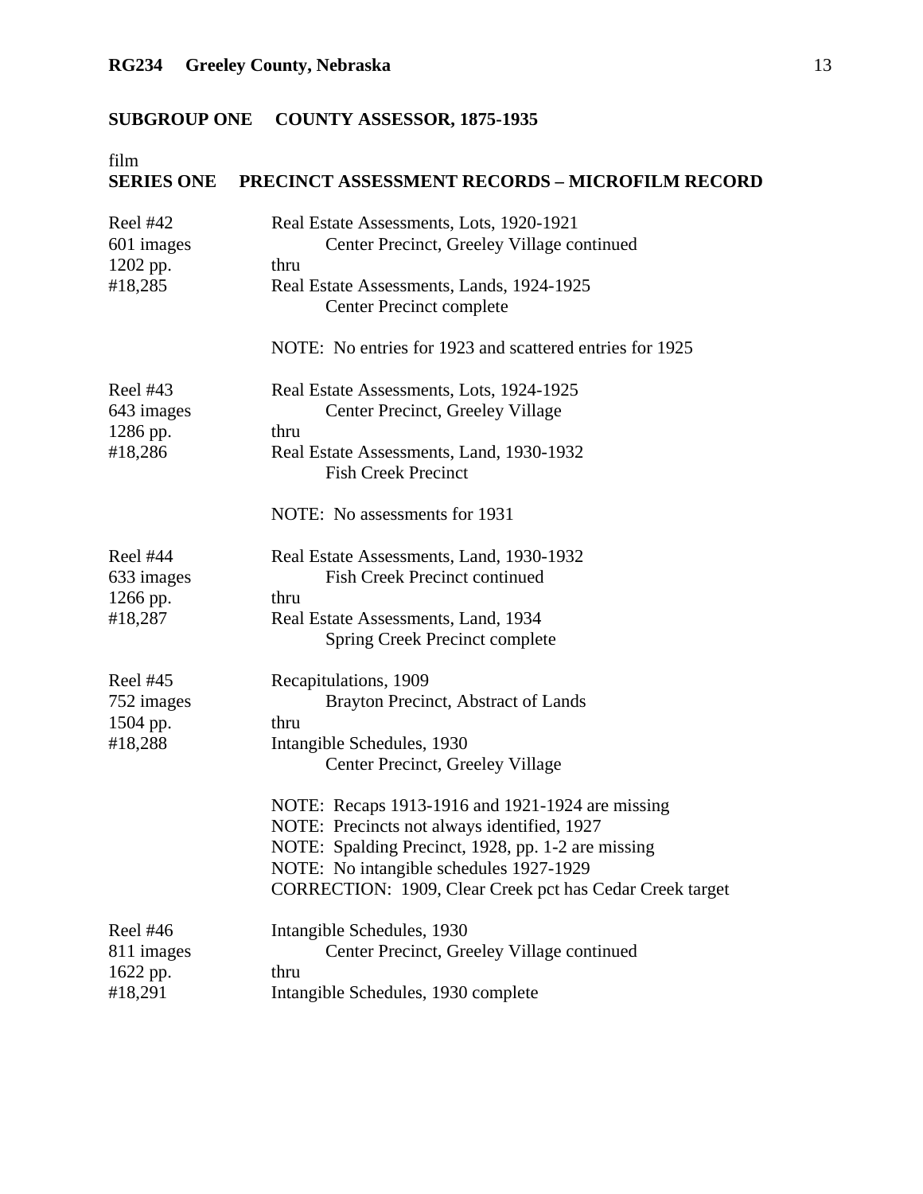**SUBGROUP ONE COUNTY ASSESSOR, 1875-1935**

film
**SERIES ONE PRECINCT ASSESSMENT RECORDS – MICROFILM RECORD**

Reel #42
601 images
1202 pp.
#18,285

Real Estate Assessments, Lots, 1920-1921
Center Precinct, Greeley Village continued
thru
Real Estate Assessments, Lands, 1924-1925
Center Precinct complete

NOTE: No entries for 1923 and scattered entries for 1925

Reel #43
643 images
1286 pp.
#18,286

Real Estate Assessments, Lots, 1924-1925
Center Precinct, Greeley Village
thru
Real Estate Assessments, Land, 1930-1932
Fish Creek Precinct

NOTE: No assessments for 1931

Reel #44
633 images
1266 pp.
#18,287

Real Estate Assessments, Land, 1930-1932
Fish Creek Precinct continued
thru
Real Estate Assessments, Land, 1934
Spring Creek Precinct complete

Reel #45
752 images
1504 pp.
#18,288

Recapitulations, 1909
Brayton Precinct, Abstract of Lands
thru
Intangible Schedules, 1930
Center Precinct, Greeley Village

NOTE: Recaps 1913-1916 and 1921-1924 are missing
NOTE: Precincts not always identified, 1927
NOTE: Spalding Precinct, 1928, pp. 1-2 are missing
NOTE: No intangible schedules 1927-1929
CORRECTION: 1909, Clear Creek pct has Cedar Creek target

Reel #46
811 images
1622 pp.
#18,291

Intangible Schedules, 1930
Center Precinct, Greeley Village continued
thru
Intangible Schedules, 1930 complete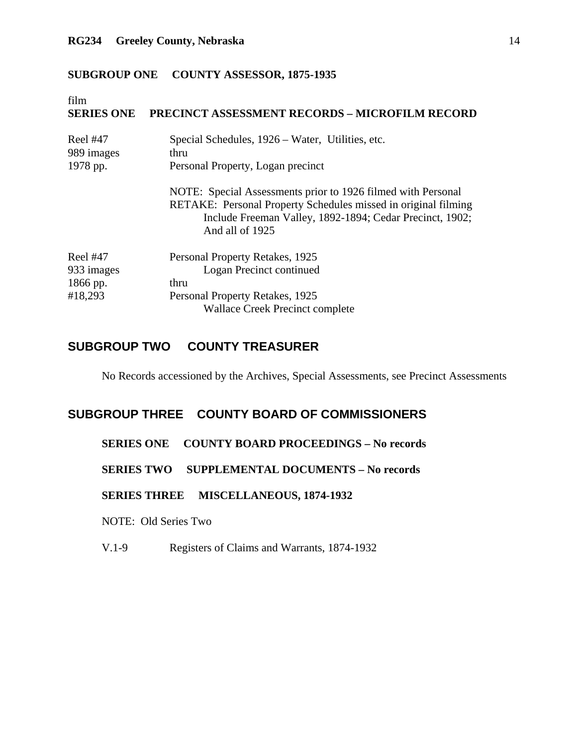## SUBGROUP ONE COUNTY ASSESSOR, 1875-1935

film
### SERIES ONE PRECINCT ASSESSMENT RECORDS – MICROFILM RECORD

| | |
|---|---|
| Reel #47<br>989 images<br>1978 pp. | Special Schedules, 1926 – Water, Utilities, etc.<br>thru<br>Personal Property, Logan precinct<br><br>NOTE: Special Assessments prior to 1926 filmed with Personal<br>RETAKE: Personal Property Schedules missed in original filming Include Freeman Valley, 1892-1894; Cedar Precinct, 1902; And all of 1925 |
| Reel #47<br>933 images<br>1866 pp.<br>#18,293 | Personal Property Retakes, 1925<br>Logan Precinct continued<br>thru<br>Personal Property Retakes, 1925<br>Wallace Creek Precinct complete |

## SUBGROUP TWO COUNTY TREASURER

No Records accessioned by the Archives, Special Assessments, see Precinct Assessments

## SUBGROUP THREE COUNTY BOARD OF COMMISSIONERS

### SERIES ONE COUNTY BOARD PROCEEDINGS – No records

### SERIES TWO SUPPLEMENTAL DOCUMENTS – No records

### SERIES THREE MISCELLANEOUS, 1874-1932

NOTE: Old Series Two

V.1-9 Registers of Claims and Warrants, 1874-1932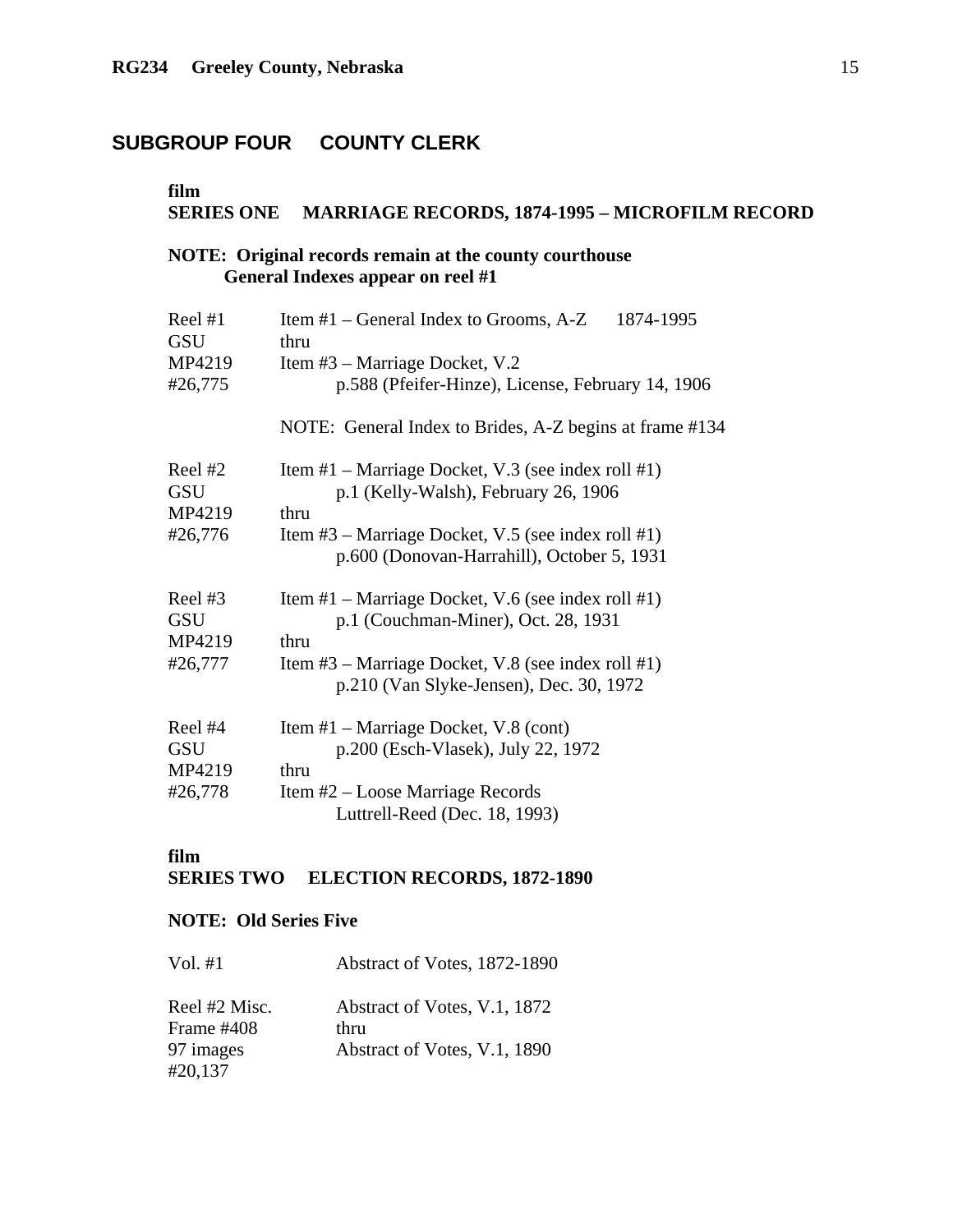## SUBGROUP FOUR COUNTY CLERK

**film**
**SERIES ONE MARRIAGE RECORDS, 1874-1995 – MICROFILM RECORD**

**NOTE: Original records remain at the county courthouse**
**General Indexes appear on reel #1**

| | |
|---|---|
| Reel #1<br>GSU<br>MP4219<br>#26,775 | Item #1 – General Index to Grooms, A-Z 1874-1995<br>thru<br>Item #3 – Marriage Docket, V.2<br>p.588 (Pfeifer-Hinze), License, February 14, 1906<br><br>NOTE: General Index to Brides, A-Z begins at frame #134 |
| Reel #2<br>GSU<br>MP4219<br>#26,776 | Item #1 – Marriage Docket, V.3 (see index roll #1)<br>p.1 (Kelly-Walsh), February 26, 1906<br>thru<br>Item #3 – Marriage Docket, V.5 (see index roll #1)<br>p.600 (Donovan-Harrahill), October 5, 1931 |
| Reel #3<br>GSU<br>MP4219<br>#26,777 | Item #1 – Marriage Docket, V.6 (see index roll #1)<br>p.1 (Couchman-Miner), Oct. 28, 1931<br>thru<br>Item #3 – Marriage Docket, V.8 (see index roll #1)<br>p.210 (Van Slyke-Jensen), Dec. 30, 1972 |
| Reel #4<br>GSU<br>MP4219<br>#26,778 | Item #1 – Marriage Docket, V.8 (cont)<br>p.200 (Esch-Vlasek), July 22, 1972<br>thru<br>Item #2 – Loose Marriage Records<br>Luttrell-Reed (Dec. 18, 1993) |

**film**
**SERIES TWO ELECTION RECORDS, 1872-1890**

**NOTE: Old Series Five**

| | |
|---|---|
| Vol. #1 | Abstract of Votes, 1872-1890 |
| Reel #2 Misc.<br>Frame #408<br>97 images<br>#20,137 | Abstract of Votes, V.1, 1872<br>thru<br>Abstract of Votes, V.1, 1890 |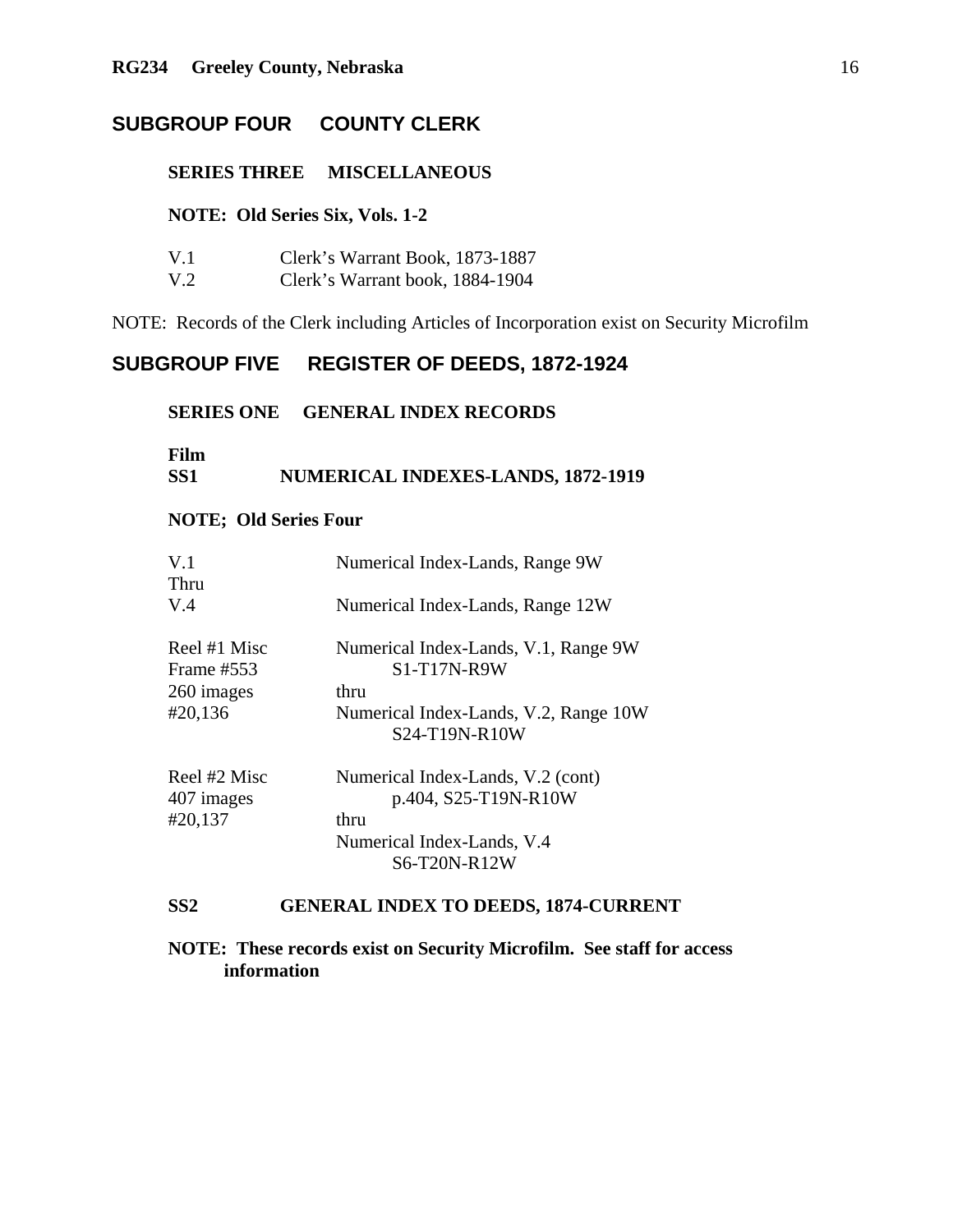## SUBGROUP FOUR COUNTY CLERK

### SERIES THREE MISCELLANEOUS

**NOTE: Old Series Six, Vols. 1-2**

| | |
|---|---|
| V.1 | Clerk's Warrant Book, 1873-1887 |
| V.2 | Clerk's Warrant book, 1884-1904 |

NOTE: Records of the Clerk including Articles of Incorporation exist on Security Microfilm

## SUBGROUP FIVE REGISTER OF DEEDS, 1872-1924

### SERIES ONE GENERAL INDEX RECORDS

**Film**
**SS1 NUMERICAL INDEXES-LANDS, 1872-1919**

**NOTE; Old Series Four**

| | |
|---|---|
| V.1<br>Thru<br>V.4 | Numerical Index-Lands, Range 9W<br><br>Numerical Index-Lands, Range 12W |
| Reel #1 Misc<br>Frame #553<br>260 images<br>#20,136 | Numerical Index-Lands, V.1, Range 9W<br>S1-T17N-R9W<br>thru<br>Numerical Index-Lands, V.2, Range 10W<br>S24-T19N-R10W |
| Reel #2 Misc<br>407 images<br>#20,137 | Numerical Index-Lands, V.2 (cont)<br>p.404, S25-T19N-R10W<br>thru<br>Numerical Index-Lands, V.4<br>S6-T20N-R12W |

**SS2 GENERAL INDEX TO DEEDS, 1874-CURRENT**

**NOTE: These records exist on Security Microfilm. See staff for access information**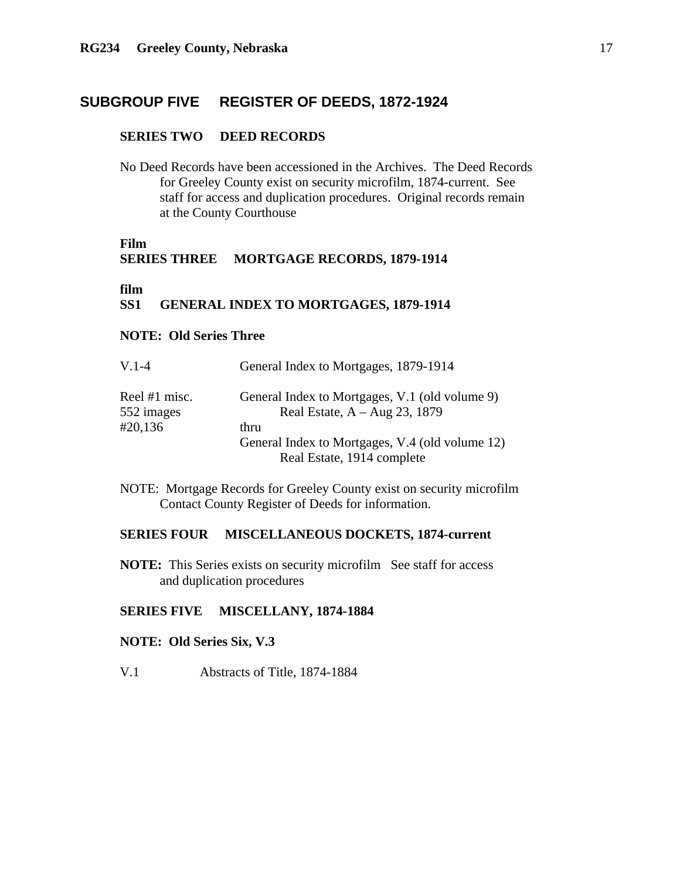## SUBGROUP FIVE REGISTER OF DEEDS, 1872-1924

### SERIES TWO DEED RECORDS

No Deed Records have been accessioned in the Archives. The Deed Records for Greeley County exist on security microfilm, 1874-current. See staff for access and duplication procedures. Original records remain at the County Courthouse

**Film**
### SERIES THREE MORTGAGE RECORDS, 1879-1914

**film**
### SS1 GENERAL INDEX TO MORTGAGES, 1879-1914

**NOTE: Old Series Three**

| | |
|---|---|
| V.1-4 | General Index to Mortgages, 1879-1914 |
| Reel #1 misc.<br>552 images<br>#20,136 | General Index to Mortgages, V.1 (old volume 9)<br>Real Estate, A – Aug 23, 1879<br>thru<br>General Index to Mortgages, V.4 (old volume 12)<br>Real Estate, 1914 complete |

NOTE: Mortgage Records for Greeley County exist on security microfilm Contact County Register of Deeds for information.

### SERIES FOUR MISCELLANEOUS DOCKETS, 1874-current

**NOTE:** This Series exists on security microfilm See staff for access and duplication procedures

### SERIES FIVE MISCELLANY, 1874-1884

**NOTE: Old Series Six, V.3**

| | |
|---|---|
| V.1 | Abstracts of Title, 1874-1884 |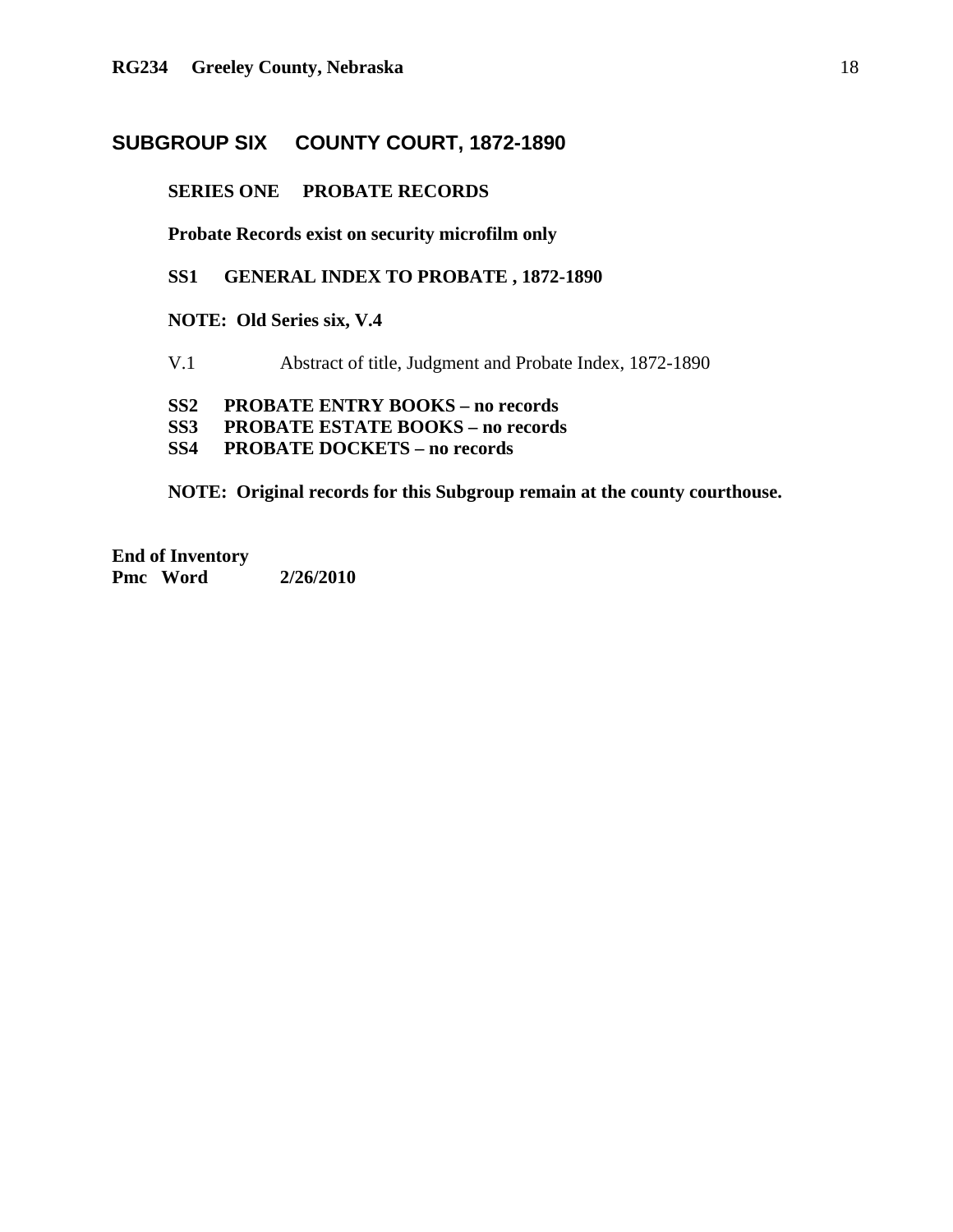## SUBGROUP SIX COUNTY COURT, 1872-1890

### SERIES ONE PROBATE RECORDS

**Probate Records exist on security microfilm only**

**SS1 GENERAL INDEX TO PROBATE , 1872-1890**

**NOTE: Old Series six, V.4**

V.1 Abstract of title, Judgment and Probate Index, 1872-1890

**SS2 PROBATE ENTRY BOOKS – no records**
**SS3 PROBATE ESTATE BOOKS – no records**
**SS4 PROBATE DOCKETS – no records**

**NOTE: Original records for this Subgroup remain at the county courthouse.**

**End of Inventory**
**Pmc Word 2/26/2010**